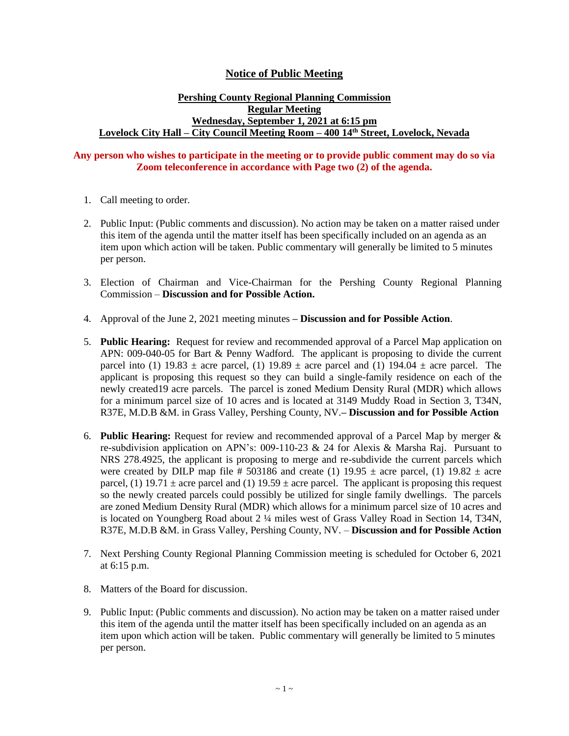# Notice of Public Meeting

## Pershing County Regional Planning Commission
## Regular Meeting
## Wednesday, September 1, 2021 at 6:15 pm
## Lovelock City Hall – City Council Meeting Room – 400 14th Street, Lovelock, Nevada

**Any person who wishes to participate in the meeting or to provide public comment may do so via Zoom teleconference in accordance with Page two (2) of the agenda.**

1. Call meeting to order.

2. Public Input: (Public comments and discussion). No action may be taken on a matter raised under this item of the agenda until the matter itself has been specifically included on an agenda as an item upon which action will be taken. Public commentary will generally be limited to 5 minutes per person.

3. Election of Chairman and Vice-Chairman for the Pershing County Regional Planning Commission – **Discussion and for Possible Action.**

4. Approval of the June 2, 2021 meeting minutes **– Discussion and for Possible Action**.

5. **Public Hearing:** Request for review and recommended approval of a Parcel Map application on APN: 009-040-05 for Bart & Penny Wadford. The applicant is proposing to divide the current parcel into (1) 19.83 ± acre parcel, (1) 19.89 ± acre parcel and (1) 194.04 ± acre parcel. The applicant is proposing this request so they can build a single-family residence on each of the newly created19 acre parcels. The parcel is zoned Medium Density Rural (MDR) which allows for a minimum parcel size of 10 acres and is located at 3149 Muddy Road in Section 3, T34N, R37E, M.D.B &M. in Grass Valley, Pershing County, NV.**– Discussion and for Possible Action**

6. **Public Hearing:** Request for review and recommended approval of a Parcel Map by merger & re-subdivision application on APN's: 009-110-23 & 24 for Alexis & Marsha Raj. Pursuant to NRS 278.4925, the applicant is proposing to merge and re-subdivide the current parcels which were created by DILP map file # 503186 and create (1) 19.95 ± acre parcel, (1) 19.82 ± acre parcel, (1) 19.71 ± acre parcel and (1) 19.59 ± acre parcel. The applicant is proposing this request so the newly created parcels could possibly be utilized for single family dwellings. The parcels are zoned Medium Density Rural (MDR) which allows for a minimum parcel size of 10 acres and is located on Youngberg Road about 2 ¼ miles west of Grass Valley Road in Section 14, T34N, R37E, M.D.B &M. in Grass Valley, Pershing County, NV. – **Discussion and for Possible Action**

7. Next Pershing County Regional Planning Commission meeting is scheduled for October 6, 2021 at 6:15 p.m.

8. Matters of the Board for discussion.

9. Public Input: (Public comments and discussion). No action may be taken on a matter raised under this item of the agenda until the matter itself has been specifically included on an agenda as an item upon which action will be taken. Public commentary will generally be limited to 5 minutes per person.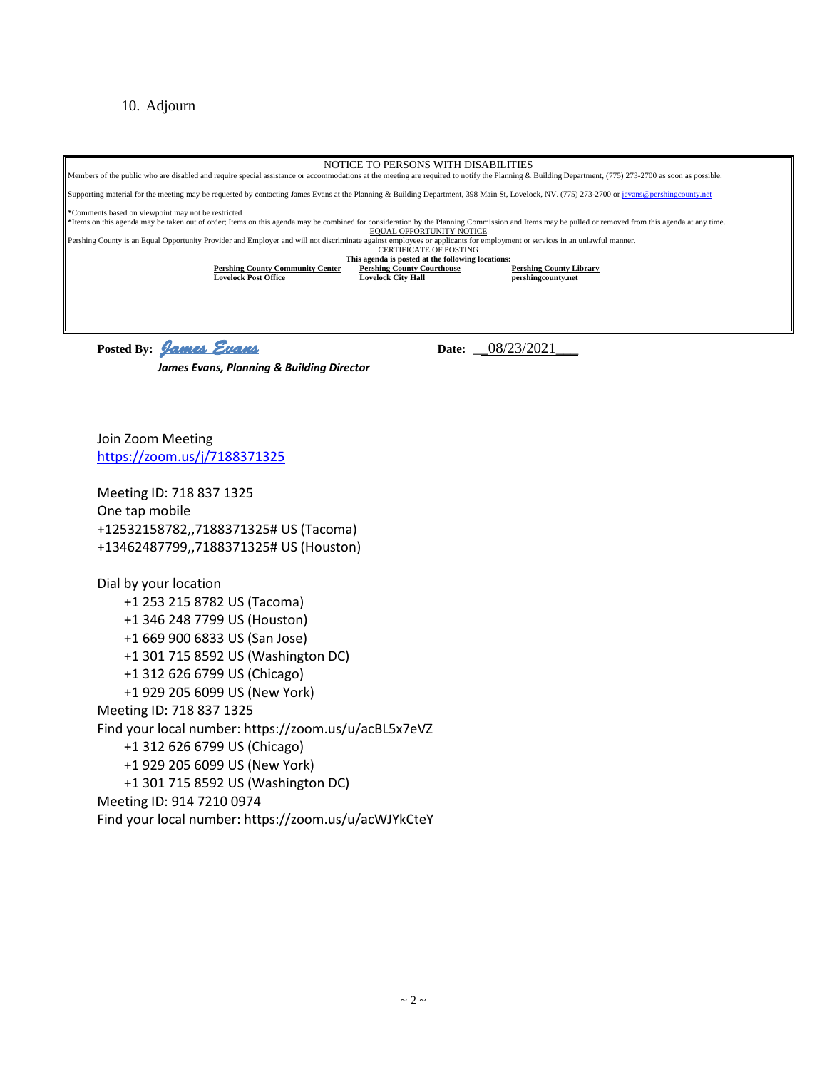10. Adjourn

NOTICE TO PERSONS WITH DISABILITIES

Members of the public who are disabled and require special assistance or accommodations at the meeting are required to notify the Planning & Building Department, (775) 273-2700 as soon as possible.

Supporting material for the meeting may be requested by contacting James Evans at the Planning & Building Department, 398 Main St, Lovelock, NV. (775) 273-2700 or jevans@pershingcounty.net

*Comments based on viewpoint may not be restricted
*Items on this agenda may be taken out of order; Items on this agenda may be combined for consideration by the Planning Commission and Items may be pulled or removed from this agenda at any time.

EQUAL OPPORTUNITY NOTICE

Pershing County is an Equal Opportunity Provider and Employer and will not discriminate against employees or applicants for employment or services in an unlawful manner.

CERTIFICATE OF POSTING

**This agenda is posted at the following locations:**

| | | |
|---|---|---|
| **Pershing County Community Center** | **Pershing County Courthouse** | **Pershing County Library** |
| **Lovelock Post Office** | **Lovelock City Hall** | **pershingcounty.net** |

**Posted By:** *James Evans* **Date:** 08/23/2021

***James Evans, Planning & Building Director***

Join Zoom Meeting
https://zoom.us/j/7188371325

Meeting ID: 718 837 1325
One tap mobile
+12532158782,,7188371325# US (Tacoma)
+13462487799,,7188371325# US (Houston)

Dial by your location
+1 253 215 8782 US (Tacoma)
+1 346 248 7799 US (Houston)
+1 669 900 6833 US (San Jose)
+1 301 715 8592 US (Washington DC)
+1 312 626 6799 US (Chicago)
+1 929 205 6099 US (New York)
Meeting ID: 718 837 1325
Find your local number: https://zoom.us/u/acBL5x7eVZ
+1 312 626 6799 US (Chicago)
+1 929 205 6099 US (New York)
+1 301 715 8592 US (Washington DC)
Meeting ID: 914 7210 0974
Find your local number: https://zoom.us/u/acWJYkCteY